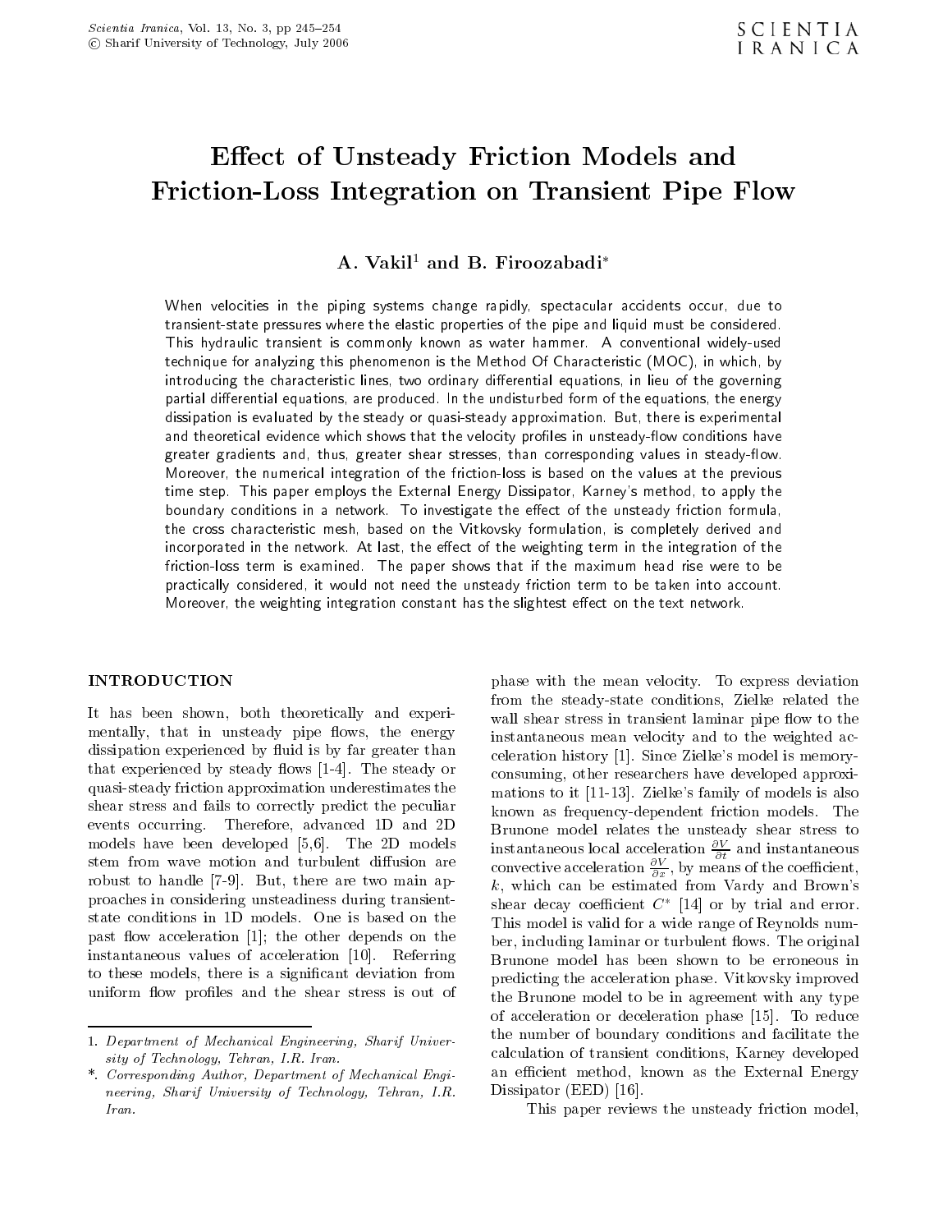# Effect of Unsteady Friction Models and Friction-Loss Integration on Transient Pipe Flow

**A. Vakil[1] and B. Firoozabadi***

When velocities in the piping systems change rapidly, spectacular accidents occur, due to transient-state pressures where the elastic properties of the pipe and liquid must be considered. This hydraulic transient is commonly known as water hammer. A conventional widely-used technique for analyzing this phenomenon is the Method Of Characteristic (MOC), in which, by introducing the characteristic lines, two ordinary differential equations, in lieu of the governing partial differential equations, are produced. In the undisturbed form of the equations, the energy dissipation is evaluated by the steady or quasi-steady approximation. But, there is experimental and theoretical evidence which shows that the velocity profiles in unsteady-flow conditions have greater gradients and, thus, greater shear stresses, than corresponding values in steady-flow. Moreover, the numerical integration of the friction-loss is based on the values at the previous time step. This paper employs the External Energy Dissipator, Karney's method, to apply the boundary conditions in a network. To investigate the effect of the unsteady friction formula, the cross characteristic mesh, based on the Vitkovsky formulation, is completely derived and incorporated in the network. At last, the effect of the weighting term in the integration of the friction-loss term is examined. The paper shows that if the maximum head rise were to be practically considered, it would not need the unsteady friction term to be taken into account. Moreover, the weighting integration constant has the slightest effect on the text network.

## INTRODUCTION

It has been shown, both theoretically and experimentally, that in unsteady pipe flows, the energy dissipation experienced by fluid is by far greater than that experienced by steady flows [1-4]. The steady or quasi-steady friction approximation underestimates the shear stress and fails to correctly predict the peculiar events occurring. Therefore, advanced 1D and 2D models have been developed [5,6]. The 2D models stem from wave motion and turbulent diffusion are robust to handle [7-9]. But, there are two main approaches in considering unsteadiness during transient-state conditions in 1D models. One is based on the past flow acceleration [1]; the other depends on the instantaneous values of acceleration [10]. Referring to these models, there is a significant deviation from uniform flow profiles and the shear stress is out of phase with the mean velocity. To express deviation from the steady-state conditions, Zielke related the wall shear stress in transient laminar pipe flow to the instantaneous mean velocity and to the weighted acceleration history [1]. Since Zielke's model is memory-consuming, other researchers have developed approximations to it [11-13]. Zielke's family of models is also known as frequency-dependent friction models. The Brunone model relates the unsteady shear stress to instantaneous local acceleration $\frac{\partial V}{\partial t}$ and instantaneous convective acceleration $\frac{\partial V}{\partial x}$, by means of the coefficient, $k$, which can be estimated from Vardy and Brown's shear decay coefficient $C^*$ [14] or by trial and error. This model is valid for a wide range of Reynolds number, including laminar or turbulent flows. The original Brunone model has been shown to be erroneous in predicting the acceleration phase. Vitkovsky improved the Brunone model to be in agreement with any type of acceleration or deceleration phase [15]. To reduce the number of boundary conditions and facilitate the calculation of transient conditions, Karney developed an efficient method, known as the External Energy Dissipator (EED) [16].

This paper reviews the unsteady friction model,

---

1. *Department of Mechanical Engineering, Sharif University of Technology, Tehran, I.R. Iran.*

\*. *Corresponding Author, Department of Mechanical Engineering, Sharif University of Technology, Tehran, I.R. Iran.*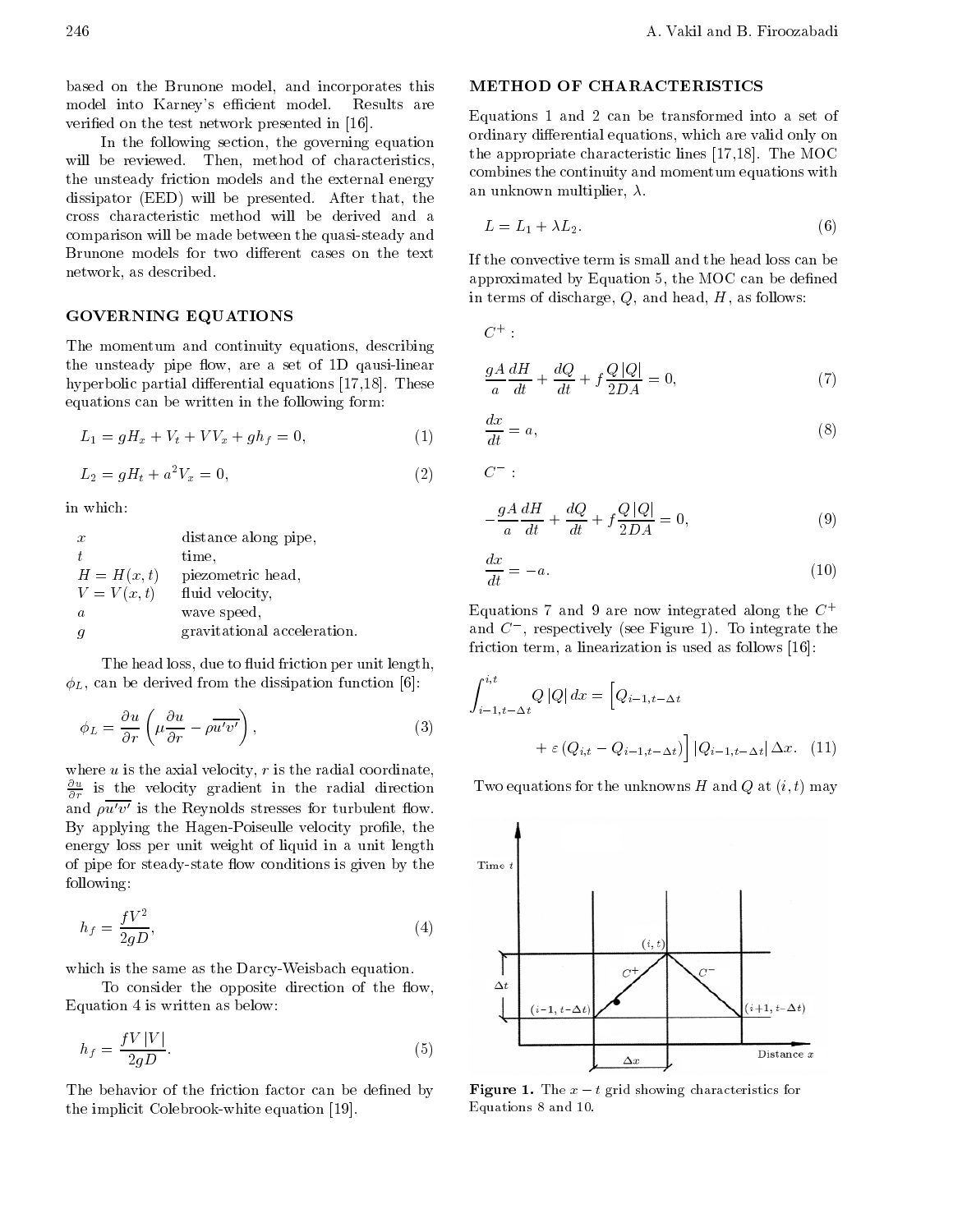based on the Brunone model, and incorporates this model into Karney's efficient model. Results are verified on the test network presented in [16].

In the following section, the governing equation will be reviewed. Then, method of characteristics, the unsteady friction models and the external energy dissipator (EED) will be presented. After that, the cross characteristic method will be derived and a comparison will be made between the quasi-steady and Brunone models for two different cases on the text network, as described.

## GOVERNING EQUATIONS

The momentum and continuity equations, describing the unsteady pipe flow, are a set of 1D qausi-linear hyperbolic partial differential equations [17,18]. These equations can be written in the following form:

$$L_1 = gH_x + V_t + VV_x + gh_f = 0, \tag{1}$$

$$L_2 = gH_t + a^2 V_x = 0, \tag{2}$$

in which:

| | |
|---|---|
| $x$ | distance along pipe, |
| $t$ | time, |
| $H = H(x,t)$ | piezometric head, |
| $V = V(x,t)$ | fluid velocity, |
| $a$ | wave speed, |
| $g$ | gravitational acceleration. |

The head loss, due to fluid friction per unit length, $\phi_L$, can be derived from the dissipation function [6]:

$$\phi_L = \frac{\partial u}{\partial r}\left(\mu \frac{\partial u}{\partial r} - \rho \overline{u'v'}\right), \tag{3}$$

where $u$ is the axial velocity, $r$ is the radial coordinate, $\frac{\partial u}{\partial r}$ is the velocity gradient in the radial direction and $\rho \overline{u'v'}$ is the Reynolds stresses for turbulent flow. By applying the Hagen-Poiseulle velocity profile, the energy loss per unit weight of liquid in a unit length of pipe for steady-state flow conditions is given by the following:

$$h_f = \frac{fV^2}{2gD}, \tag{4}$$

which is the same as the Darcy-Weisbach equation.

To consider the opposite direction of the flow, Equation 4 is written as below:

$$h_f = \frac{fV|V|}{2gD}. \tag{5}$$

The behavior of the friction factor can be defined by the implicit Colebrook-white equation [19].

## METHOD OF CHARACTERISTICS

Equations 1 and 2 can be transformed into a set of ordinary differential equations, which are valid only on the appropriate characteristic lines [17,18]. The MOC combines the continuity and momentum equations with an unknown multiplier, $\lambda$.

$$L = L_1 + \lambda L_2. \tag{6}$$

If the convective term is small and the head loss can be approximated by Equation 5, the MOC can be defined in terms of discharge, $Q$, and head, $H$, as follows:

$C^+$ :

$$\frac{gA}{a}\frac{dH}{dt} + \frac{dQ}{dt} + f\frac{Q|Q|}{2DA} = 0, \tag{7}$$

$$\frac{dx}{dt} = a, \tag{8}$$

$C^-$ :

$$-\frac{gA}{a}\frac{dH}{dt} + \frac{dQ}{dt} + f\frac{Q|Q|}{2DA} = 0, \tag{9}$$

$$\frac{dx}{dt} = -a. \tag{10}$$

Equations 7 and 9 are now integrated along the $C^+$ and $C^-$, respectively (see Figure 1). To integrate the friction term, a linearization is used as follows [16]:

$$\int_{i-1,t-\Delta t}^{i,t} Q|Q|\,dx = \Big[Q_{i-1,t-\Delta t} + \varepsilon\left(Q_{i,t} - Q_{i-1,t-\Delta t}\right)\Big]\left|Q_{i-1,t-\Delta t}\right|\Delta x. \tag{11}$$

Two equations for the unknowns $H$ and $Q$ at $(i,t)$ may

**Figure 1.** The $x-t$ grid showing characteristics for Equations 8 and 10.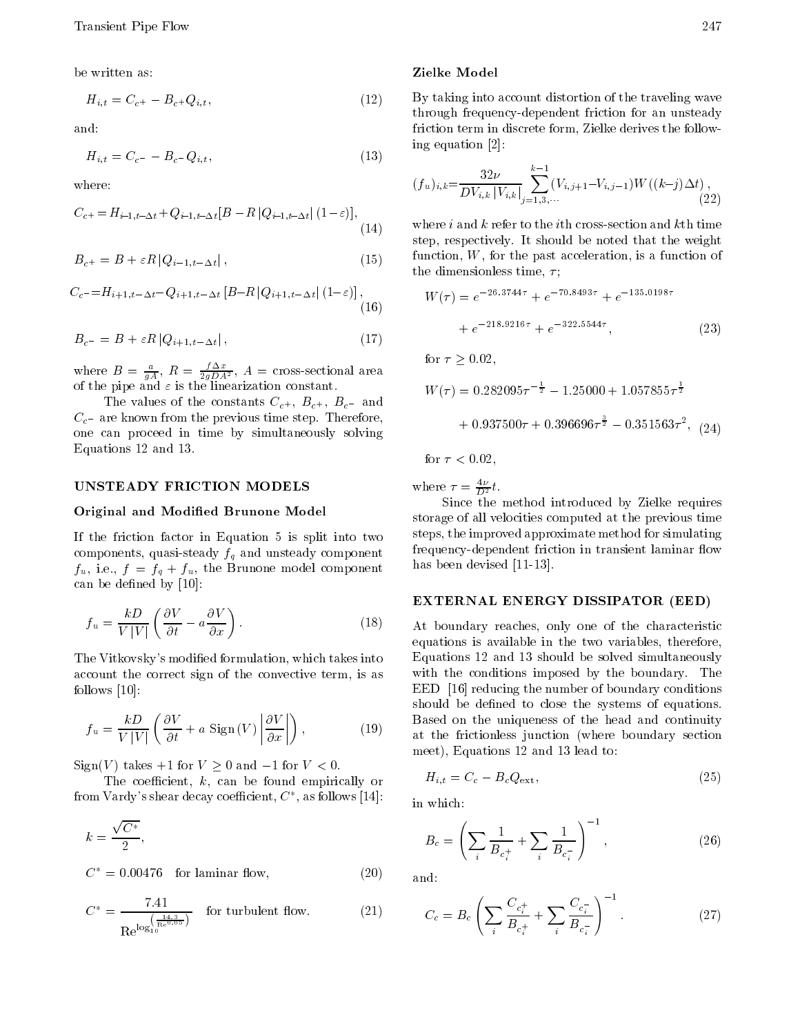be written as:

$$H_{i,t} = C_{c^+} - B_{c^+} Q_{i,t}, \tag{12}$$

and:

$$H_{i,t} = C_{c^-} - B_{c^-} Q_{i,t}, \tag{13}$$

where:

$$C_{c^+} = H_{i-1,t-\Delta t} + Q_{i-1,t-\Delta t}[B - R\,|Q_{i-1,t-\Delta t}|\,(1-\varepsilon)], \tag{14}$$

$$B_{c^+} = B + \varepsilon R\,|Q_{i-1,t-\Delta t}|\,, \tag{15}$$

$$C_{c^-} = H_{i+1,t-\Delta t} - Q_{i+1,t-\Delta t}\,[B - R\,|Q_{i+1,t-\Delta t}|\,(1-\varepsilon)]\,, \tag{16}$$

$$B_{c^-} = B + \varepsilon R\,|Q_{i+1,t-\Delta t}|\,, \tag{17}$$

where $B = \frac{a}{gA}$, $R = \frac{f\Delta x}{2gDA^2}$, $A$ = cross-sectional area of the pipe and $\varepsilon$ is the linearization constant.

The values of the constants $C_{c^+}$, $B_{c^+}$, $B_{c^-}$ and $C_{c^-}$ are known from the previous time step. Therefore, one can proceed in time by simultaneously solving Equations 12 and 13.

## UNSTEADY FRICTION MODELS

### Original and Modified Brunone Model

If the friction factor in Equation 5 is split into two components, quasi-steady $f_q$ and unsteady component $f_u$, i.e., $f = f_q + f_u$, the Brunone model component can be defined by [10]:

$$f_u = \frac{kD}{V\,|V|}\left(\frac{\partial V}{\partial t} - a\frac{\partial V}{\partial x}\right). \tag{18}$$

The Vitkovsky's modified formulation, which takes into account the correct sign of the convective term, is as follows [10]:

$$f_u = \frac{kD}{V\,|V|}\left(\frac{\partial V}{\partial t} + a\ \mathrm{Sign}\,(V)\left|\frac{\partial V}{\partial x}\right|\right), \tag{19}$$

$\mathrm{Sign}(V)$ takes $+1$ for $V \geq 0$ and $-1$ for $V < 0$.

The coefficient, $k$, can be found empirically or from Vardy's shear decay coefficient, $C^*$, as follows [14]:

$$k = \frac{\sqrt{C^*}}{2},$$

$$C^* = 0.00476 \quad \text{for laminar flow,} \tag{20}$$

$$C^* = \frac{7.41}{\mathrm{Re}^{\log_{10}\left(\frac{14.3}{\mathrm{Re}^{0.05}}\right)}} \quad \text{for turbulent flow.} \tag{21}$$

### Zielke Model

By taking into account distortion of the traveling wave through frequency-dependent friction for an unsteady friction term in discrete form, Zielke derives the following equation [2]:

$$(f_u)_{i,k} = \frac{32\nu}{DV_{i,k}\,|V_{i,k}|}\sum_{j=1,3,\cdots}^{k-1}(V_{i,j+1} - V_{i,j-1})W((k-j)\Delta t)\,, \tag{22}$$

where $i$ and $k$ refer to the $i$th cross-section and $k$th time step, respectively. It should be noted that the weight function, $W$, for the past acceleration, is a function of the dimensionless time, $\tau$;

$$W(\tau) = e^{-26.3744\tau} + e^{-70.8493\tau} + e^{-135.0198\tau} + e^{-218.9216\tau} + e^{-322.5544\tau}, \tag{23}$$

for $\tau \geq 0.02$,

$$W(\tau) = 0.282095\tau^{-\frac{1}{2}} - 1.25000 + 1.057855\tau^{\frac{1}{2}} + 0.937500\tau + 0.396696\tau^{\frac{3}{2}} - 0.351563\tau^2, \tag{24}$$

for $\tau < 0.02$,

where $\tau = \frac{4\nu}{D^2}t$.

Since the method introduced by Zielke requires storage of all velocities computed at the previous time steps, the improved approximate method for simulating frequency-dependent friction in transient laminar flow has been devised [11-13].

## EXTERNAL ENERGY DISSIPATOR (EED)

At boundary reaches, only one of the characteristic equations is available in the two variables, therefore, Equations 12 and 13 should be solved simultaneously with the conditions imposed by the boundary. The EED [16] reducing the number of boundary conditions should be defined to close the systems of equations. Based on the uniqueness of the head and continuity at the frictionless junction (where boundary section meet), Equations 12 and 13 lead to:

$$H_{i,t} = C_c - B_c Q_{\mathrm{ext}}, \tag{25}$$

in which:

$$B_c = \left(\sum_i \frac{1}{B_{c_i^+}} + \sum_i \frac{1}{B_{c_i^-}}\right)^{-1}, \tag{26}$$

and:

$$C_c = B_c\left(\sum_i \frac{C_{c_i^+}}{B_{c_i^+}} + \sum_i \frac{C_{c_i^-}}{B_{c_i^-}}\right)^{-1}. \tag{27}$$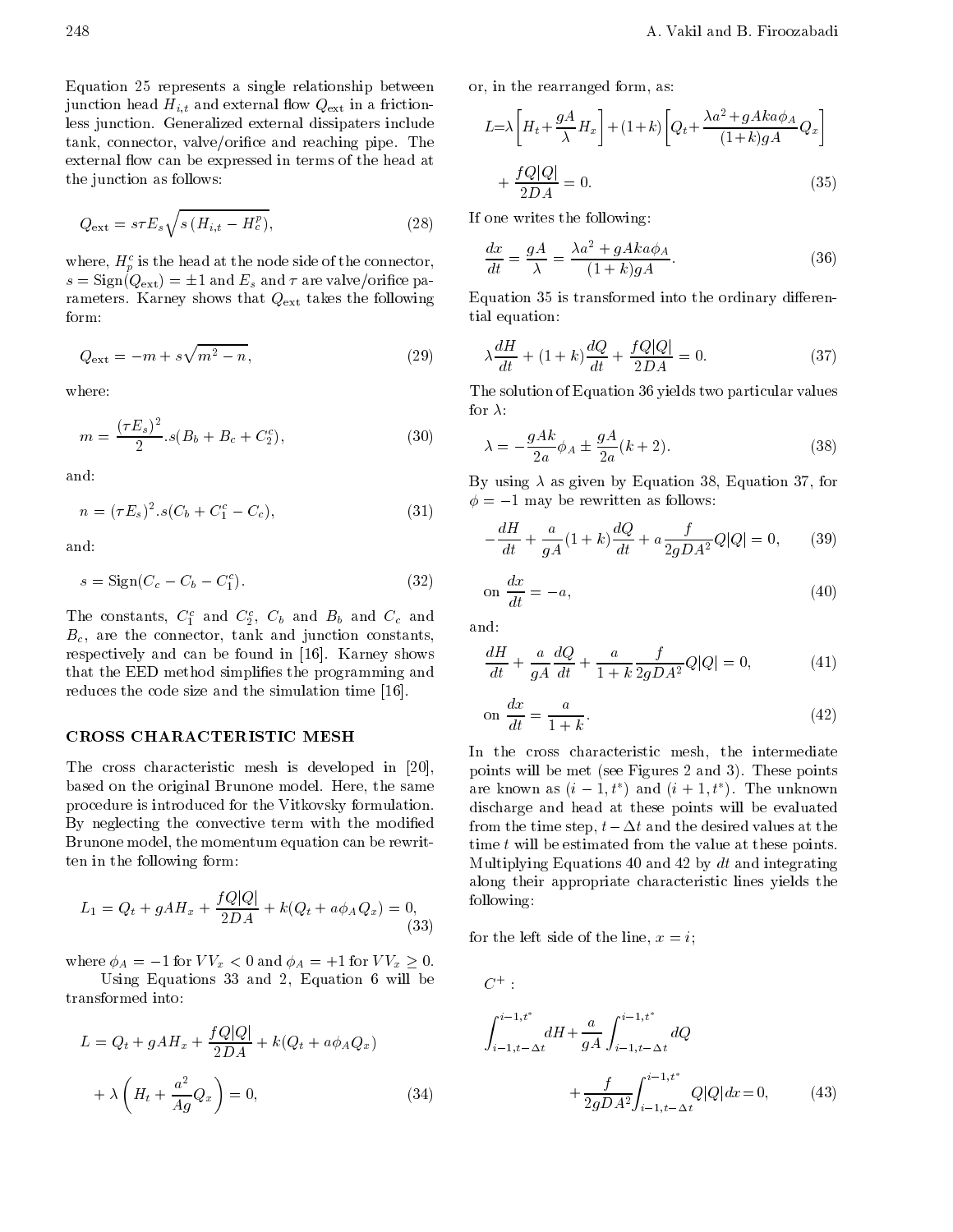Equation 25 represents a single relationship between junction head $H_{i,t}$ and external flow $Q_{\text{ext}}$ in a frictionless junction. Generalized external dissipaters include tank, connector, valve/orifice and reaching pipe. The external flow can be expressed in terms of the head at the junction as follows:

$$Q_{\text{ext}} = s\tau E_s \sqrt{s\left(H_{i,t} - H_2^p\right)}, \tag{28}$$

where, $H_p^c$ is the head at the node side of the connector, $s = \text{Sign}(Q_{\text{ext}}) = \pm 1$ and $E_s$ and $\tau$ are valve/orifice parameters. Karney shows that $Q_{\text{ext}}$ takes the following form:

$$Q_{\text{ext}} = -m + s\sqrt{m^2 - n}, \tag{29}$$

where:

$$m = \frac{(\tau E_s)^2}{2}.s(B_b + B_c + C_2^c), \tag{30}$$

and:

$$n = (\tau E_s)^2.s(C_b + C_1^c - C_c), \tag{31}$$

and:

$$s = \text{Sign}(C_c - C_b - C_1^c). \tag{32}$$

The constants, $C_1^c$ and $C_2^c$, $C_b$ and $B_b$ and $C_c$ and $B_c$, are the connector, tank and junction constants, respectively and can be found in [16]. Karney shows that the EED method simplifies the programming and reduces the code size and the simulation time [16].

## CROSS CHARACTERISTIC MESH

The cross characteristic mesh is developed in [20], based on the original Brunone model. Here, the same procedure is introduced for the Vitkovsky formulation. By neglecting the convective term with the modified Brunone model, the momentum equation can be rewritten in the following form:

$$L_1 = Q_t + gAH_x + \frac{fQ|Q|}{2DA} + k(Q_t + a\phi_A Q_x) = 0, \tag{33}$$

where $\phi_A = -1$ for $VV_x < 0$ and $\phi_A = +1$ for $VV_x \geq 0$.

Using Equations 33 and 2, Equation 6 will be transformed into:

$$L = Q_t + gAH_x + \frac{fQ|Q|}{2DA} + k(Q_t + a\phi_A Q_x) + \lambda\left(H_t + \frac{a^2}{Ag}Q_x\right) = 0, \tag{34}$$

or, in the rearranged form, as:

$$L = \lambda\left[H_t + \frac{gA}{\lambda}H_x\right] + (1+k)\left[Q_t + \frac{\lambda a^2 + gAka\phi_A}{(1+k)gA}Q_x\right] + \frac{fQ|Q|}{2DA} = 0. \tag{35}$$

If one writes the following:

$$\frac{dx}{dt} = \frac{gA}{\lambda} = \frac{\lambda a^2 + gAka\phi_A}{(1+k)gA}. \tag{36}$$

Equation 35 is transformed into the ordinary differential equation:

$$\lambda\frac{dH}{dt} + (1+k)\frac{dQ}{dt} + \frac{fQ|Q|}{2DA} = 0. \tag{37}$$

The solution of Equation 36 yields two particular values for $\lambda$:

$$\lambda = -\frac{gAk}{2a}\phi_A \pm \frac{gA}{2a}(k+2). \tag{38}$$

By using $\lambda$ as given by Equation 38, Equation 37, for $\phi = -1$ may be rewritten as follows:

$$-\frac{dH}{dt} + \frac{a}{gA}(1+k)\frac{dQ}{dt} + a\frac{f}{2gDA^2}Q|Q| = 0, \tag{39}$$

$$\text{on } \frac{dx}{dt} = -a, \tag{40}$$

and:

$$\frac{dH}{dt} + \frac{a}{gA}\frac{dQ}{dt} + \frac{a}{1+k}\frac{f}{2gDA^2}Q|Q| = 0, \tag{41}$$

$$\text{on } \frac{dx}{dt} = \frac{a}{1+k}. \tag{42}$$

In the cross characteristic mesh, the intermediate points will be met (see Figures 2 and 3). These points are known as $(i-1, t^*)$ and $(i+1, t^*)$. The unknown discharge and head at these points will be evaluated from the time step, $t - \Delta t$ and the desired values at the time $t$ will be estimated from the value at these points. Multiplying Equations 40 and 42 by $dt$ and integrating along their appropriate characteristic lines yields the following:

for the left side of the line, $x = i$;

$C^+$ :

$$\int_{i-1,t-\Delta t}^{i-1,t^*} dH + \frac{a}{gA}\int_{i-1,t-\Delta t}^{i-1,t^*} dQ + \frac{f}{2gDA^2}\int_{i-1,t-\Delta t}^{i-1,t^*} Q|Q|dx = 0, \tag{43}$$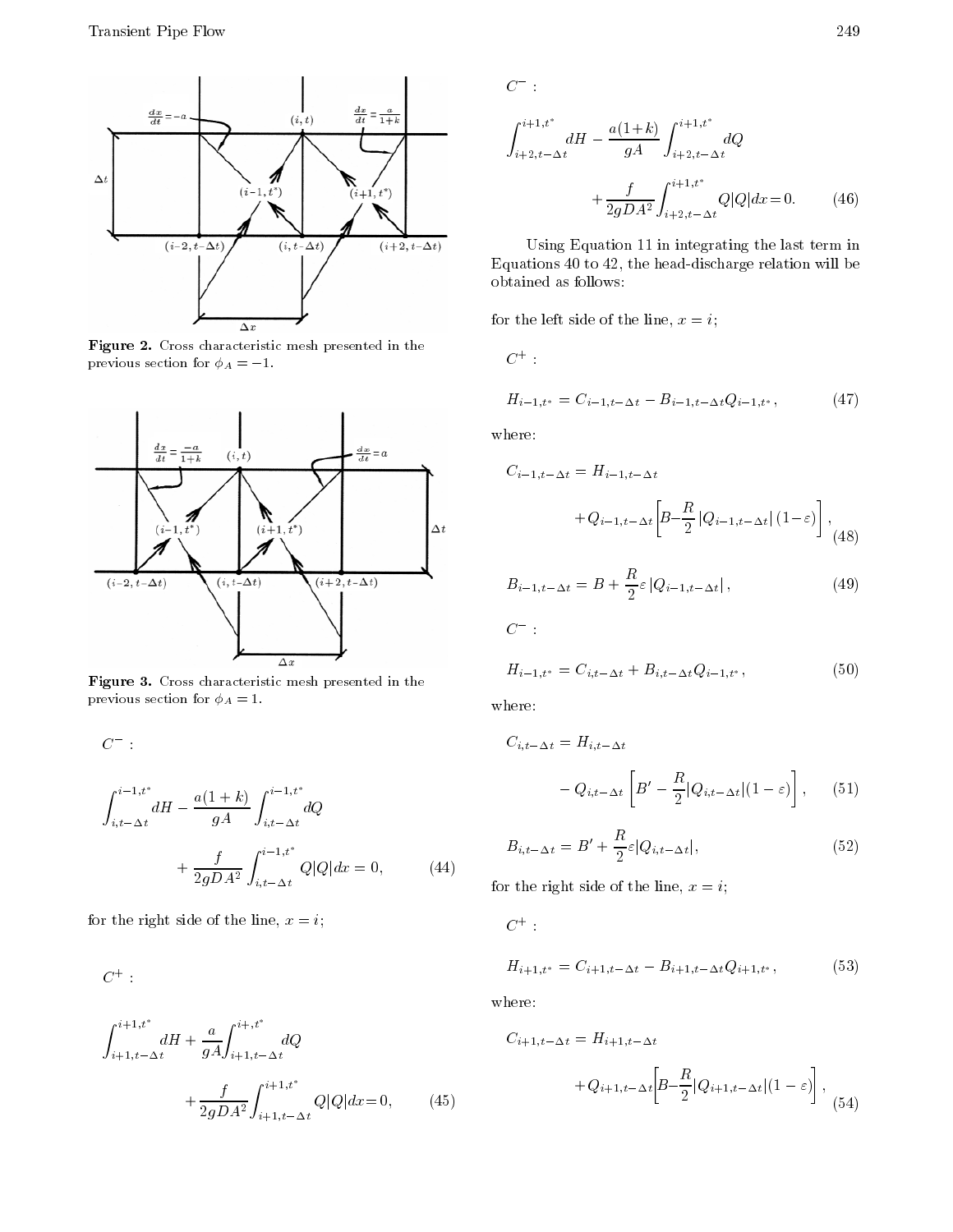**Figure 2.** Cross characteristic mesh presented in the previous section for $\phi_A = -1$.

**Figure 3.** Cross characteristic mesh presented in the previous section for $\phi_A = 1$.

$C^-$ :

$$\int_{i,t-\Delta t}^{i-1,t^*} dH - \frac{a(1+k)}{gA} \int_{i,t-\Delta t}^{i-1,t^*} dQ + \frac{f}{2gDA^2} \int_{i,t-\Delta t}^{i-1,t^*} Q|Q| dx = 0, \tag{44}$$

for the right side of the line, $x = i$;

$C^+$ :

$$\int_{i+1,t-\Delta t}^{i+1,t^*} dH + \frac{a}{gA} \int_{i+1,t-\Delta t}^{i+,t^*} dQ + \frac{f}{2gDA^2} \int_{i+1,t-\Delta t}^{i+1,t^*} Q|Q| dx = 0, \tag{45}$$

$C^-$ :

$$\int_{i+2,t-\Delta t}^{i+1,t^*} dH - \frac{a(1+k)}{gA} \int_{i+2,t-\Delta t}^{i+1,t^*} dQ + \frac{f}{2gDA^2} \int_{i+2,t-\Delta t}^{i+1,t^*} Q|Q| dx = 0. \tag{46}$$

Using Equation 11 in integrating the last term in Equations 40 to 42, the head-discharge relation will be obtained as follows:

for the left side of the line, $x = i$;

$C^+$ :

$$H_{i-1,t^*} = C_{i-1,t-\Delta t} - B_{i-1,t-\Delta t} Q_{i-1,t^*}, \tag{47}$$

where:

$$C_{i-1,t-\Delta t} = H_{i-1,t-\Delta t} + Q_{i-1,t-\Delta t} \left[ B - \frac{R}{2} |Q_{i-1,t-\Delta t}| (1-\varepsilon) \right], \tag{48}$$

$$B_{i-1,t-\Delta t} = B + \frac{R}{2} \varepsilon |Q_{i-1,t-\Delta t}|, \tag{49}$$

$C^-$ :

$$H_{i-1,t^*} = C_{i,t-\Delta t} + B_{i,t-\Delta t} Q_{i-1,t^*}, \tag{50}$$

where:

$$C_{i,t-\Delta t} = H_{i,t-\Delta t} - Q_{i,t-\Delta t} \left[ B' - \frac{R}{2} |Q_{i,t-\Delta t}| (1-\varepsilon) \right], \tag{51}$$

$$B_{i,t-\Delta t} = B' + \frac{R}{2} \varepsilon |Q_{i,t-\Delta t}|, \tag{52}$$

for the right side of the line, $x = i$;

$C^+$ :

$$H_{i+1,t^*} = C_{i+1,t-\Delta t} - B_{i+1,t-\Delta t} Q_{i+1,t^*}, \tag{53}$$

where:

$$C_{i+1,t-\Delta t} = H_{i+1,t-\Delta t} + Q_{i+1,t-\Delta t} \left[ B - \frac{R}{2} |Q_{i+1,t-\Delta t}| (1-\varepsilon) \right], \tag{54}$$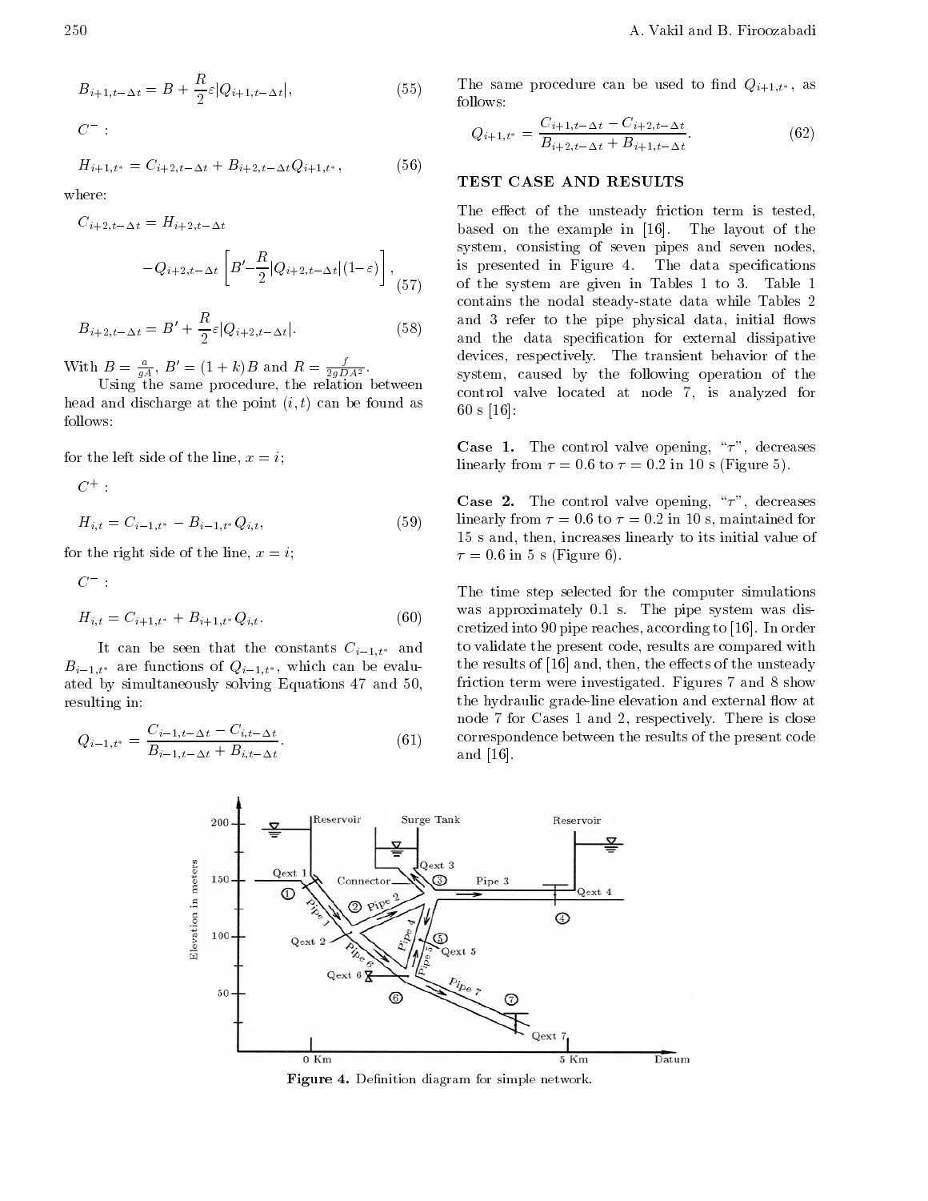$$B_{i+1,t-\Delta t} = B + \frac{R}{2}\varepsilon|Q_{i+1,t-\Delta t}|, \tag{55}$$

$C^-$ :

$$H_{i+1,t^*} = C_{i+2,t-\Delta t} + B_{i+2,t-\Delta t}Q_{i+1,t^*}, \tag{56}$$

where:

$$C_{i+2,t-\Delta t} = H_{i+2,t-\Delta t} - Q_{i+2,t-\Delta t}\left[B' - \frac{R}{2}|Q_{i+2,t-\Delta t}|(1-\varepsilon)\right], \tag{57}$$

$$B_{i+2,t-\Delta t} = B' + \frac{R}{2}\varepsilon|Q_{i+2,t-\Delta t}|. \tag{58}$$

With $B = \frac{a}{gA}$, $B' = (1+k)B$ and $R = \frac{f}{2gDA^2}$.

Using the same procedure, the relation between head and discharge at the point $(i, t)$ can be found as follows:

for the left side of the line, $x = i$;

$C^+$ :

$$H_{i,t} = C_{i-1,t^*} - B_{i-1,t^*}Q_{i,t}, \tag{59}$$

for the right side of the line, $x = i$;

$C^-$ :

$$H_{i,t} = C_{i+1,t^*} + B_{i+1,t^*}Q_{i,t}. \tag{60}$$

It can be seen that the constants $C_{i-1,t^*}$ and $B_{i-1,t^*}$ are functions of $Q_{i-1,t^*}$, which can be evaluated by simultaneously solving Equations 47 and 50, resulting in:

$$Q_{i-1,t^*} = \frac{C_{i-1,t-\Delta t} - C_{i,t-\Delta t}}{B_{i-1,t-\Delta t} + B_{i,t-\Delta t}}. \tag{61}$$

The same procedure can be used to find $Q_{i+1,t^*}$, as follows:

$$Q_{i+1,t^*} = \frac{C_{i+1,t-\Delta t} - C_{i+2,t-\Delta t}}{B_{i+2,t-\Delta t} + B_{i+1,t-\Delta t}}. \tag{62}$$

## TEST CASE AND RESULTS

The effect of the unsteady friction term is tested, based on the example in [16]. The layout of the system, consisting of seven pipes and seven nodes, is presented in Figure 4. The data specifications of the system are given in Tables 1 to 3. Table 1 contains the nodal steady-state data while Tables 2 and 3 refer to the pipe physical data, initial flows and the data specification for external dissipative devices, respectively. The transient behavior of the system, caused by the following operation of the control valve located at node 7, is analyzed for 60 s [16]:

**Case 1.** The control valve opening, "$\tau$", decreases linearly from $\tau = 0.6$ to $\tau = 0.2$ in 10 s (Figure 5).

**Case 2.** The control valve opening, "$\tau$", decreases linearly from $\tau = 0.6$ to $\tau = 0.2$ in 10 s, maintained for 15 s and, then, increases linearly to its initial value of $\tau = 0.6$ in 5 s (Figure 6).

The time step selected for the computer simulations was approximately 0.1 s. The pipe system was discretized into 90 pipe reaches, according to [16]. In order to validate the present code, results are compared with the results of [16] and, then, the effects of the unsteady friction term were investigated. Figures 7 and 8 show the hydraulic grade-line elevation and external flow at node 7 for Cases 1 and 2, respectively. There is close correspondence between the results of the present code and [16].

**Figure 4.** Definition diagram for simple network.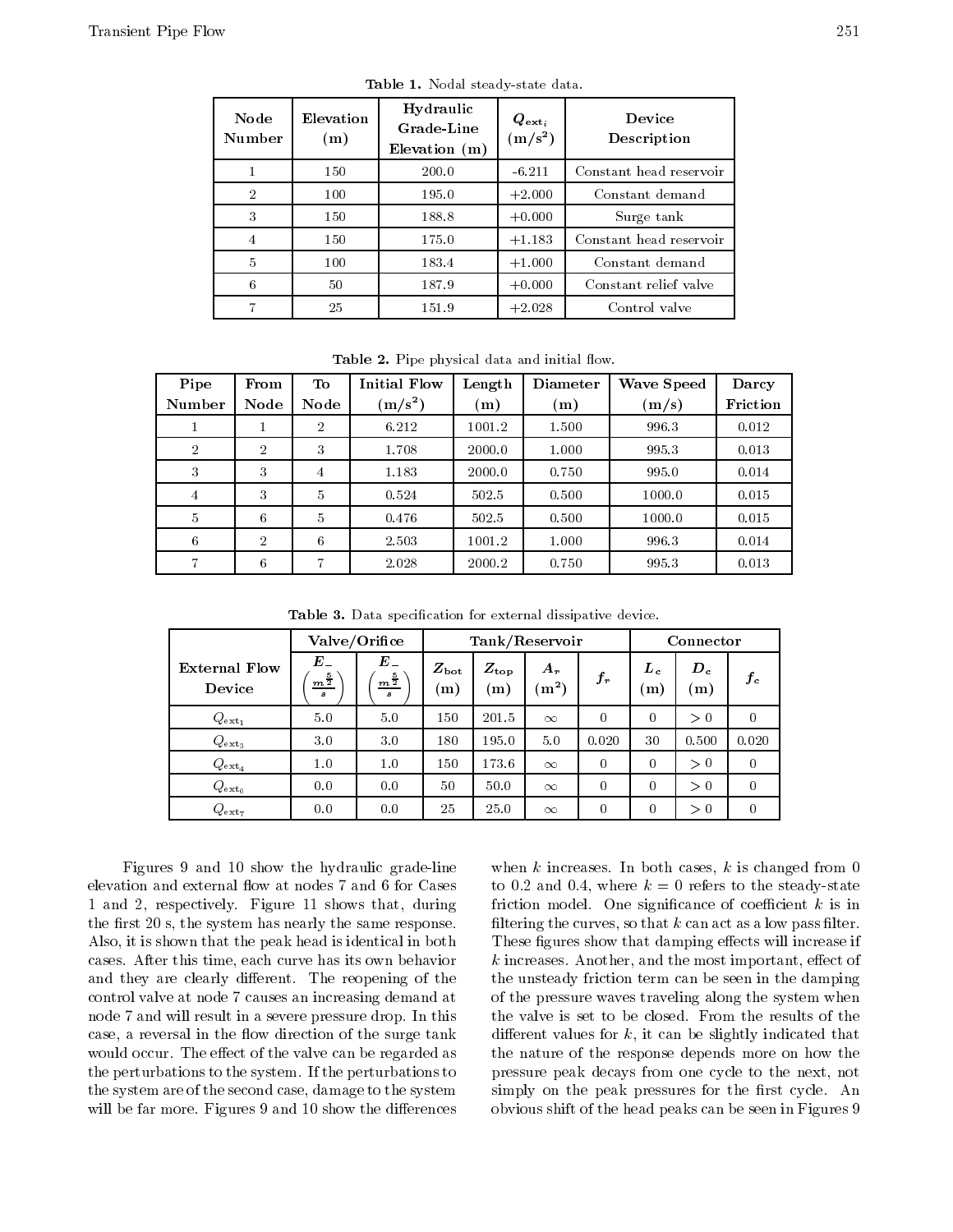**Table 1.** Nodal steady-state data.

| Node Number | Elevation (m) | Hydraulic Grade-Line Elevation (m) | $Q_{\text{ext}_i}$ (m/s$^2$) | Device Description |
|---|---|---|---|---|
| 1 | 150 | 200.0 | -6.211 | Constant head reservoir |
| 2 | 100 | 195.0 | +2.000 | Constant demand |
| 3 | 150 | 188.8 | +0.000 | Surge tank |
| 4 | 150 | 175.0 | +1.183 | Constant head reservoir |
| 5 | 100 | 183.4 | +1.000 | Constant demand |
| 6 | 50 | 187.9 | +0.000 | Constant relief valve |
| 7 | 25 | 151.9 | +2.028 | Control valve |

**Table 2.** Pipe physical data and initial flow.

| Pipe Number | From Node | To Node | Initial Flow (m/s$^2$) | Length (m) | Diameter (m) | Wave Speed (m/s) | Darcy Friction |
|---|---|---|---|---|---|---|---|
| 1 | 1 | 2 | 6.212 | 1001.2 | 1.500 | 996.3 | 0.012 |
| 2 | 2 | 3 | 1.708 | 2000.0 | 1.000 | 995.3 | 0.013 |
| 3 | 3 | 4 | 1.183 | 2000.0 | 0.750 | 995.0 | 0.014 |
| 4 | 3 | 5 | 0.524 | 502.5 | 0.500 | 1000.0 | 0.015 |
| 5 | 6 | 5 | 0.476 | 502.5 | 0.500 | 1000.0 | 0.015 |
| 6 | 2 | 6 | 2.503 | 1001.2 | 1.000 | 996.3 | 0.014 |
| 7 | 6 | 7 | 2.028 | 2000.2 | 0.750 | 995.3 | 0.013 |

**Table 3.** Data specification for external dissipative device.

| External Flow Device | Valve/Orifice | | Tank/Reservoir | | | | Connector | | |
|---|---|---|---|---|---|---|---|---|---|
| | $E_-$ $\left(\frac{m^{\frac{5}{2}}}{s}\right)$ | $E_-$ $\left(\frac{m^{\frac{5}{2}}}{s}\right)$ | $Z_{\text{bot}}$ (m) | $Z_{\text{top}}$ (m) | $A_r$ (m$^2$) | $f_r$ | $L_c$ (m) | $D_c$ (m) | $f_c$ |
| $Q_{\text{ext}_1}$ | 5.0 | 5.0 | 150 | 201.5 | $\infty$ | 0 | 0 | $>0$ | 0 |
| $Q_{\text{ext}_3}$ | 3.0 | 3.0 | 180 | 195.0 | 5.0 | 0.020 | 30 | 0.500 | 0.020 |
| $Q_{\text{ext}_4}$ | 1.0 | 1.0 | 150 | 173.6 | $\infty$ | 0 | 0 | $>0$ | 0 |
| $Q_{\text{ext}_6}$ | 0.0 | 0.0 | 50 | 50.0 | $\infty$ | 0 | 0 | $>0$ | 0 |
| $Q_{\text{ext}_7}$ | 0.0 | 0.0 | 25 | 25.0 | $\infty$ | 0 | 0 | $>0$ | 0 |

Figures 9 and 10 show the hydraulic grade-line elevation and external flow at nodes 7 and 6 for Cases 1 and 2, respectively. Figure 11 shows that, during the first 20 s, the system has nearly the same response. Also, it is shown that the peak head is identical in both cases. After this time, each curve has its own behavior and they are clearly different. The reopening of the control valve at node 7 causes an increasing demand at node 7 and will result in a severe pressure drop. In this case, a reversal in the flow direction of the surge tank would occur. The effect of the valve can be regarded as the perturbations to the system. If the perturbations to the system are of the second case, damage to the system will be far more. Figures 9 and 10 show the differences when $k$ increases. In both cases, $k$ is changed from 0 to 0.2 and 0.4, where $k = 0$ refers to the steady-state friction model. One significance of coefficient $k$ is in filtering the curves, so that $k$ can act as a low pass filter. These figures show that damping effects will increase if $k$ increases. Another, and the most important, effect of the unsteady friction term can be seen in the damping of the pressure waves traveling along the system when the valve is set to be closed. From the results of the different values for $k$, it can be slightly indicated that the nature of the response depends more on how the pressure peak decays from one cycle to the next, not simply on the peak pressures for the first cycle. An obvious shift of the head peaks can be seen in Figures 9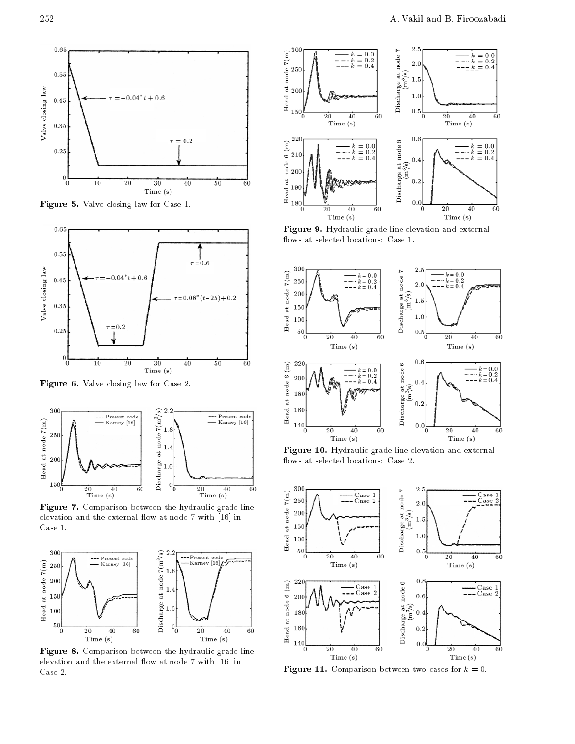Figure 5. Valve closing law for Case 1.

Figure 6. Valve closing law for Case 2.

Figure 7. Comparison between the hydraulic grade-line elevation and the external flow at node 7 with [16] in Case 1.

Figure 8. Comparison between the hydraulic grade-line elevation and the external flow at node 7 with [16] in Case 2.

Figure 9. Hydraulic grade-line elevation and external flows at selected locations: Case 1.

Figure 10. Hydraulic grade-line elevation and external flows at selected locations: Case 2.

Figure 11. Comparison between two cases for $k = 0$.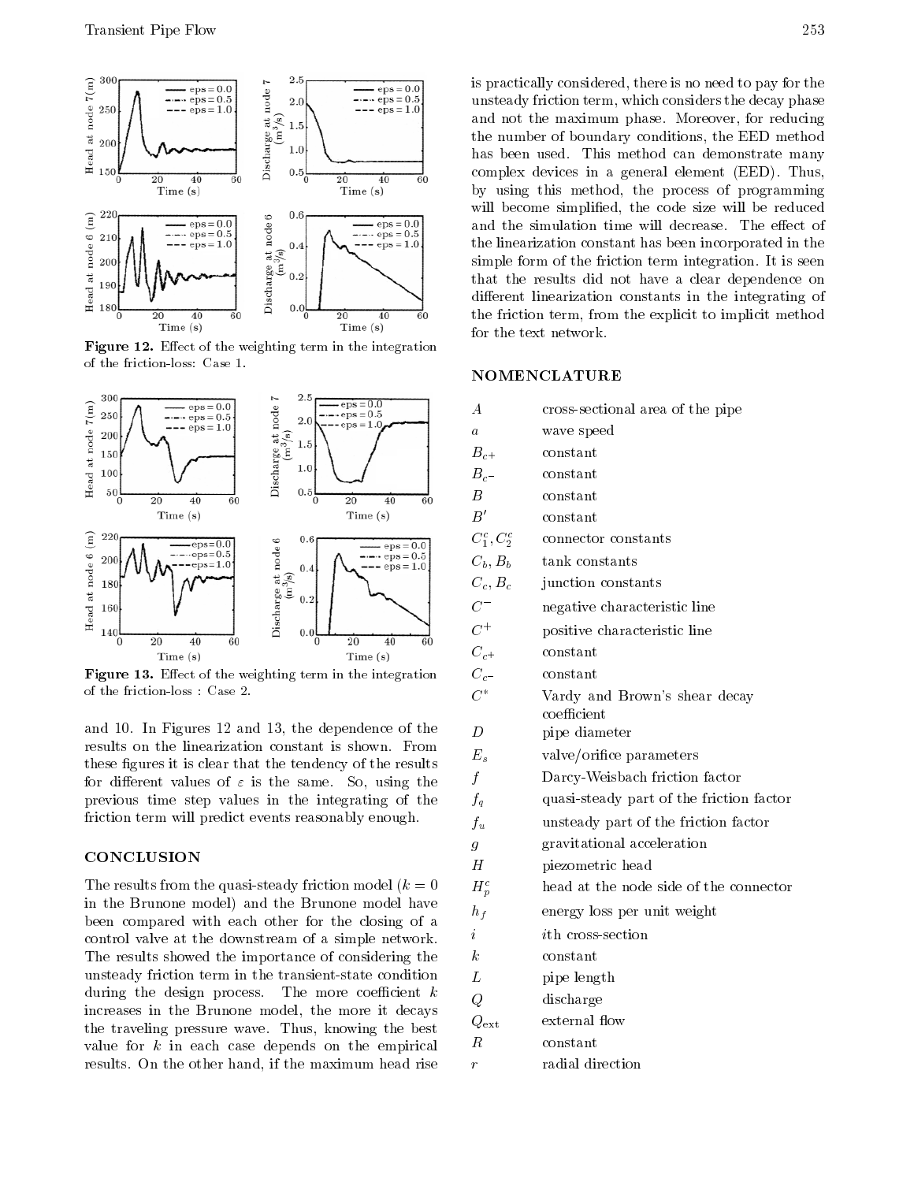Figure 12. Effect of the weighting term in the integration of the friction-loss: Case 1.

Figure 13. Effect of the weighting term in the integration of the friction-loss : Case 2.

and 10. In Figures 12 and 13, the dependence of the results on the linearization constant is shown. From these figures it is clear that the tendency of the results for different values of $\varepsilon$ is the same. So, using the previous time step values in the integrating of the friction term will predict events reasonably enough.

## CONCLUSION

The results from the quasi-steady friction model ($k = 0$ in the Brunone model) and the Brunone model have been compared with each other for the closing of a control valve at the downstream of a simple network. The results showed the importance of considering the unsteady friction term in the transient-state condition during the design process. The more coefficient $k$ increases in the Brunone model, the more it decays the traveling pressure wave. Thus, knowing the best value for $k$ in each case depends on the empirical results. On the other hand, if the maximum head rise is practically considered, there is no need to pay for the unsteady friction term, which considers the decay phase and not the maximum phase. Moreover, for reducing the number of boundary conditions, the EED method has been used. This method can demonstrate many complex devices in a general element (EED). Thus, by using this method, the process of programming will become simplified, the code size will be reduced and the simulation time will decrease. The effect of the linearization constant has been incorporated in the simple form of the friction term integration. It is seen that the results did not have a clear dependence on different linearization constants in the integrating of the friction term, from the explicit to implicit method for the text network.

## NOMENCLATURE

| | |
|---|---|
| $A$ | cross-sectional area of the pipe |
| $a$ | wave speed |
| $B_{c+}$ | constant |
| $B_{c-}$ | constant |
| $B$ | constant |
| $B'$ | constant |
| $C_1^c, C_2^c$ | connector constants |
| $C_b, B_b$ | tank constants |
| $C_c, B_c$ | junction constants |
| $C^-$ | negative characteristic line |
| $C^+$ | positive characteristic line |
| $C_{c+}$ | constant |
| $C_{c-}$ | constant |
| $C^*$ | Vardy and Brown's shear decay coefficient |
| $D$ | pipe diameter |
| $E_s$ | valve/orifice parameters |
| $f$ | Darcy-Weisbach friction factor |
| $f_q$ | quasi-steady part of the friction factor |
| $f_u$ | unsteady part of the friction factor |
| $g$ | gravitational acceleration |
| $H$ | piezometric head |
| $H_p^c$ | head at the node side of the connector |
| $h_f$ | energy loss per unit weight |
| $i$ | $i$th cross-section |
| $k$ | constant |
| $L$ | pipe length |
| $Q$ | discharge |
| $Q_{\text{ext}}$ | external flow |
| $R$ | constant |
| $r$ | radial direction |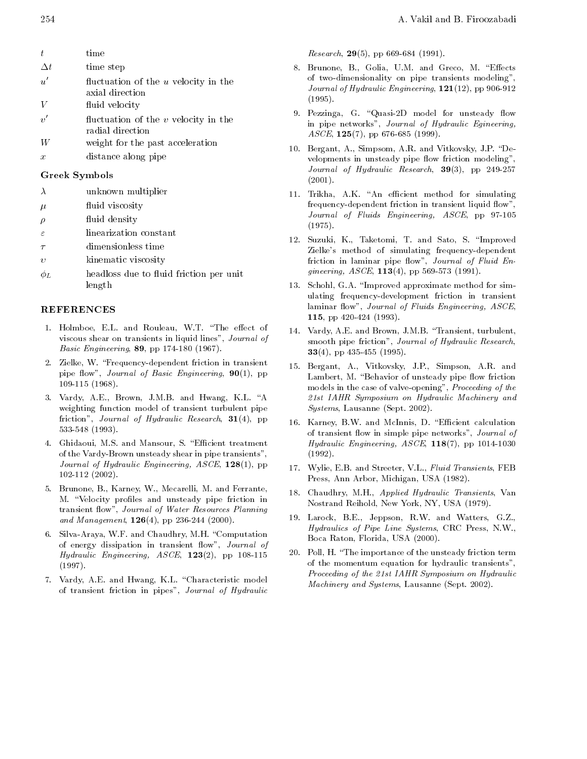| | |
|---|---|
| $t$ | time |
| $\Delta t$ | time step |
| $u'$ | fluctuation of the $u$ velocity in the axial direction |
| $V$ | fluid velocity |
| $v'$ | fluctuation of the $v$ velocity in the radial direction |
| $W$ | weight for the past acceleration |
| $x$ | distance along pipe |

### Greek Symbols

| | |
|---|---|
| $\lambda$ | unknown multiplier |
| $\mu$ | fluid viscosity |
| $\rho$ | fluid density |
| $\varepsilon$ | linearization constant |
| $\tau$ | dimensionless time |
| $\upsilon$ | kinematic viscosity |
| $\phi_L$ | headloss due to fluid friction per unit length |

## REFERENCES

1. Holmboe, E.L. and Rouleau, W.T. "The effect of viscous shear on transients in liquid lines", *Journal of Basic Engineering*, **89**, pp 174-180 (1967).
2. Zielke, W. "Frequency-dependent friction in transient pipe flow", *Journal of Basic Engineering*, **90**(1), pp 109-115 (1968).
3. Vardy, A.E., Brown, J.M.B. and Hwang, K.L. "A weighting function model of transient turbulent pipe friction", *Journal of Hydraulic Research*, **31**(4), pp 533-548 (1993).
4. Ghidaoui, M.S. and Mansour, S. "Efficient treatment of the Vardy-Brown unsteady shear in pipe transients", *Journal of Hydraulic Engineering, ASCE*, **128**(1), pp 102-112 (2002).
5. Brunone, B., Karney, W., Mecarelli, M. and Ferrante, M. "Velocity profiles and unsteady pipe friction in transient flow", *Journal of Water Resources Planning and Management*, **126**(4), pp 236-244 (2000).
6. Silva-Araya, W.F. and Chaudhry, M.H. "Computation of energy dissipation in transient flow", *Journal of Hydraulic Engineering, ASCE*, **123**(2), pp 108-115 (1997).
7. Vardy, A.E. and Hwang, K.L. "Characteristic model of transient friction in pipes", *Journal of Hydraulic Research*, **29**(5), pp 669-684 (1991).
8. Brunone, B., Golia, U.M. and Greco, M. "Effects of two-dimensionality on pipe transients modeling", *Journal of Hydraulic Engineering*, **121**(12), pp 906-912 (1995).
9. Pezzinga, G. "Quasi-2D model for unsteady flow in pipe networks", *Journal of Hydraulic Egineering, ASCE*, **125**(7), pp 676-685 (1999).
10. Bergant, A., Simpsom, A.R. and Vitkovsky, J.P. "Developments in unsteady pipe flow friction modeling", *Journal of Hydraulic Research*, **39**(3), pp 249-257 (2001).
11. Trikha, A.K. "An efficient method for simulating frequency-dependent friction in transient liquid flow", *Journal of Fluids Engineering, ASCE*, pp 97-105 (1975).
12. Suzuki, K., Taketomi, T. and Sato, S. "Improved Zielke's method of simulating frequency-dependent friction in laminar pipe flow", *Journal of Fluid Engineering, ASCE*, **113**(4), pp 569-573 (1991).
13. Schohl, G.A. "Improved approximate method for simulating frequency-development friction in transient laminar flow", *Journal of Fluids Engineering, ASCE*, **115**, pp 420-424 (1993).
14. Vardy, A.E. and Brown, J.M.B. "Transient, turbulent, smooth pipe friction", *Journal of Hydraulic Research*, **33**(4), pp 435-455 (1995).
15. Bergant, A., Vitkovsky, J.P., Simpson, A.R. and Lambert, M. "Behavior of unsteady pipe flow friction models in the case of valve-opening", *Proceeding of the 21st IAHR Symposium on Hydraulic Machinery and Systems*, Lausanne (Sept. 2002).
16. Karney, B.W. and McInnis, D. "Efficient calculation of transient flow in simple pipe networks", *Journal of Hydraulic Engineering, ASCE*, **118**(7), pp 1014-1030 (1992).
17. Wylie, E.B. and Streeter, V.L., *Fluid Transients*, FEB Press, Ann Arbor, Michigan, USA (1982).
18. Chaudhry, M.H., *Applied Hydraulic Transients*, Van Nostrand Reihold, New York, NY, USA (1979).
19. Larock, B.E., Jeppson, R.W. and Watters, G.Z., *Hydraulics of Pipe Line Systems*, CRC Press, N.W., Boca Raton, Florida, USA (2000).
20. Poll, H. "The importance of the unsteady friction term of the momentum equation for hydraulic transients", *Proceeding of the 21st IAHR Symposium on Hydraulic Machinery and Systems*, Lausanne (Sept. 2002).